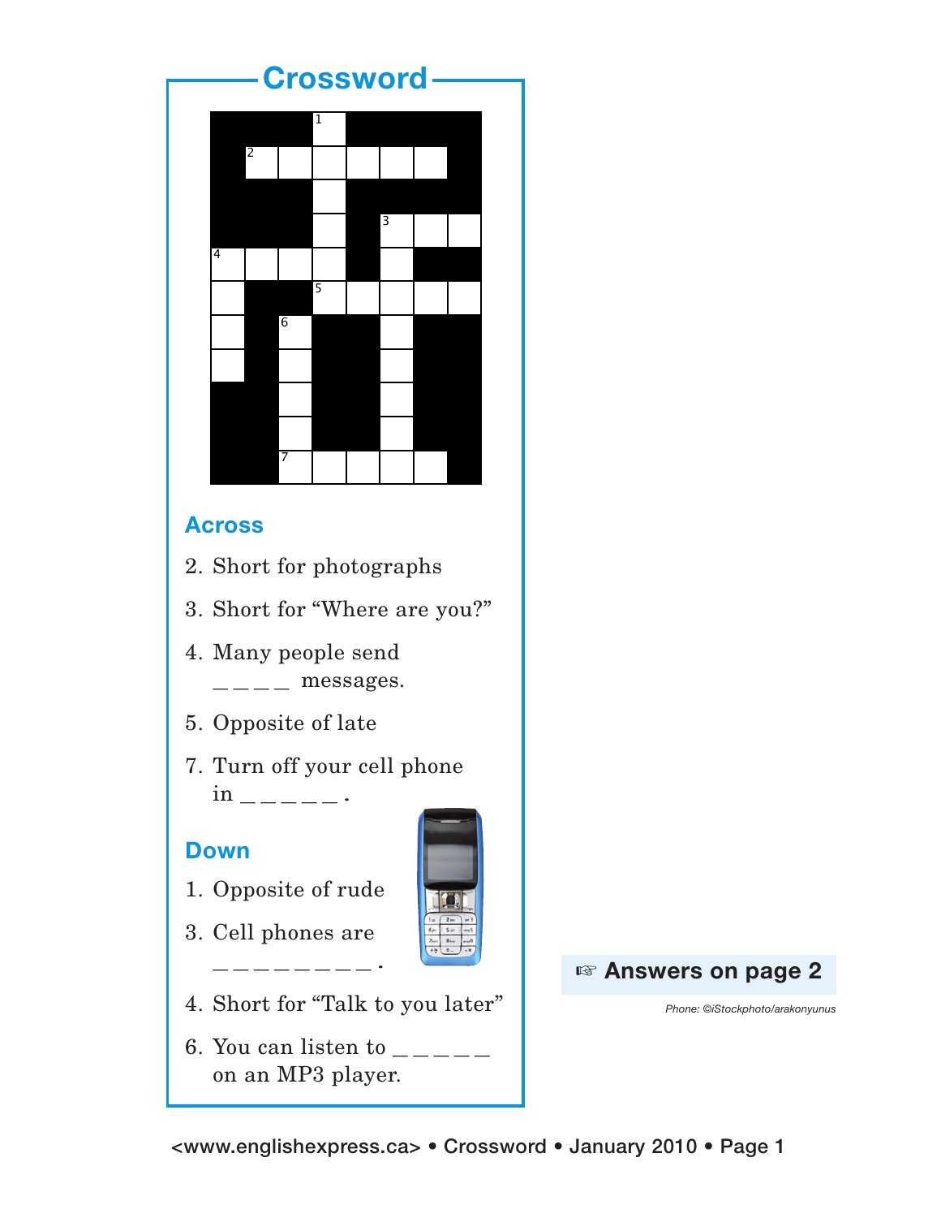# Crossword

## Across

2. Short for photographs
3. Short for "Where are you?"
4. Many people send ____ messages.
5. Opposite of late
7. Turn off your cell phone in ______.

## Down

1. Opposite of rude
3. Cell phones are _________.
4. Short for "Talk to you later"
6. You can listen to _____ on an MP3 player.

☞ **Answers on page 2**

*Phone: ©iStockphoto/arakonyunus*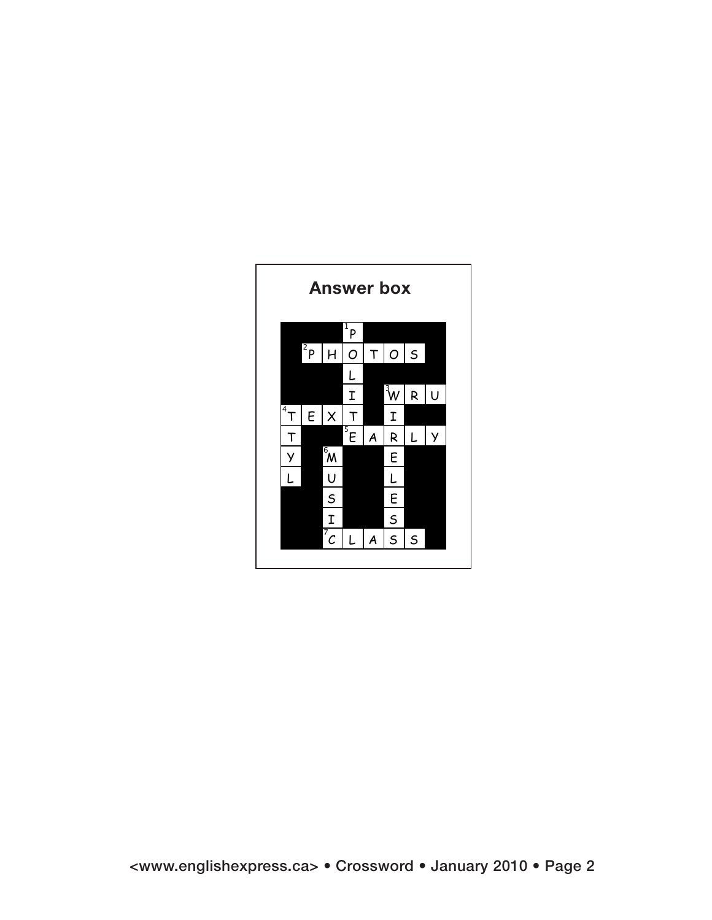## Answer box

| | | | | | | | |
|---|---|---|---|---|---|---|---|
| | | | 1 P | | | | |
| | 2 P | H | O | T | O | S | |
| | | | L | | | | |
| | | | I | | 3 W | R | U |
| 4 T | E | X | T | | I | | |
| T | | | 5 E | A | R | L | Y |
| Y | | 6 M | | | E | | |
| L | | U | | | L | | |
| | | S | | | E | | |
| | | I | | | S | | |
| | | 7 C | L | A | S | S | |